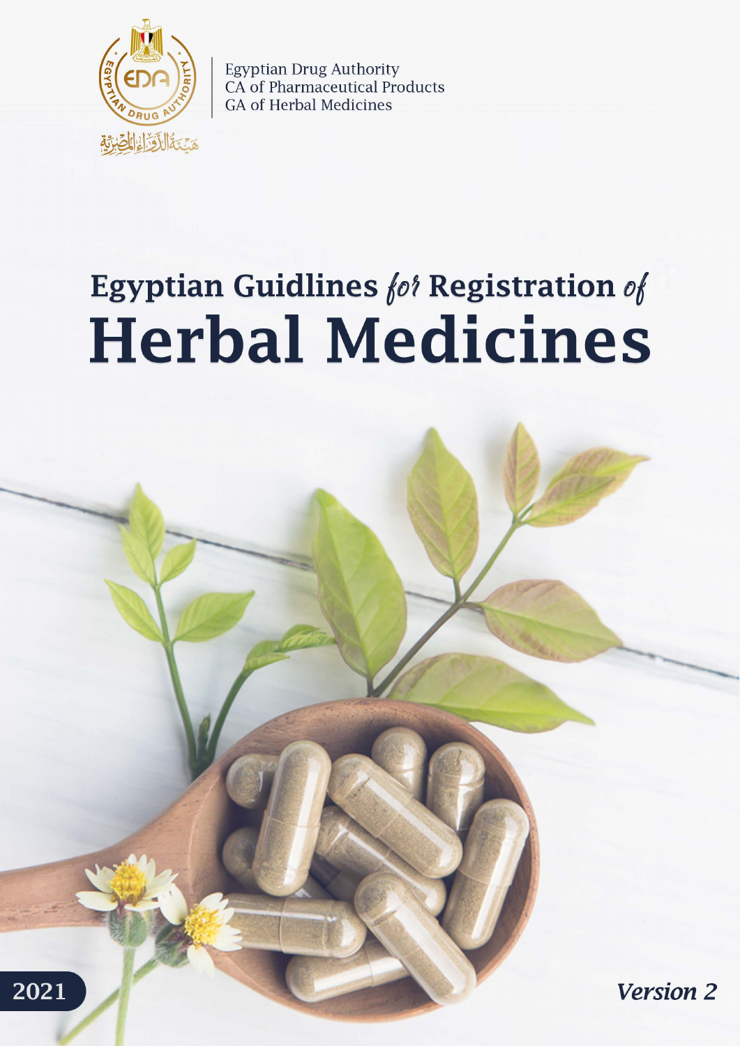Egyptian Drug Authority
CA of Pharmaceutical Products
GA of Herbal Medicines

# Egyptian Guidlines *for* Registration *of*
# Herbal Medicines

2021

*Version 2*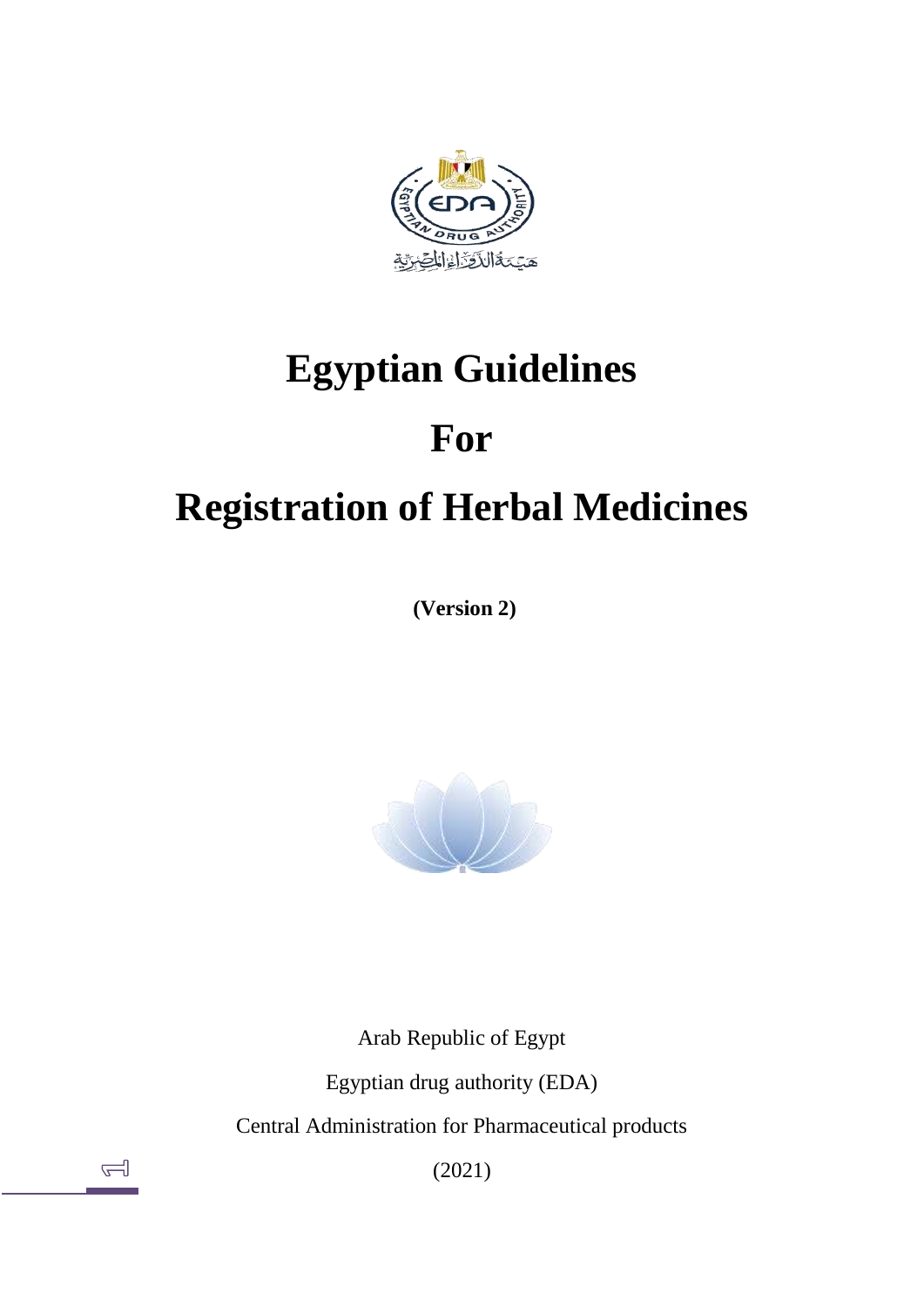# Egyptian Guidelines

# For

# Registration of Herbal Medicines

**(Version 2)**

Arab Republic of Egypt

Egyptian drug authority (EDA)

Central Administration for Pharmaceutical products

(2021)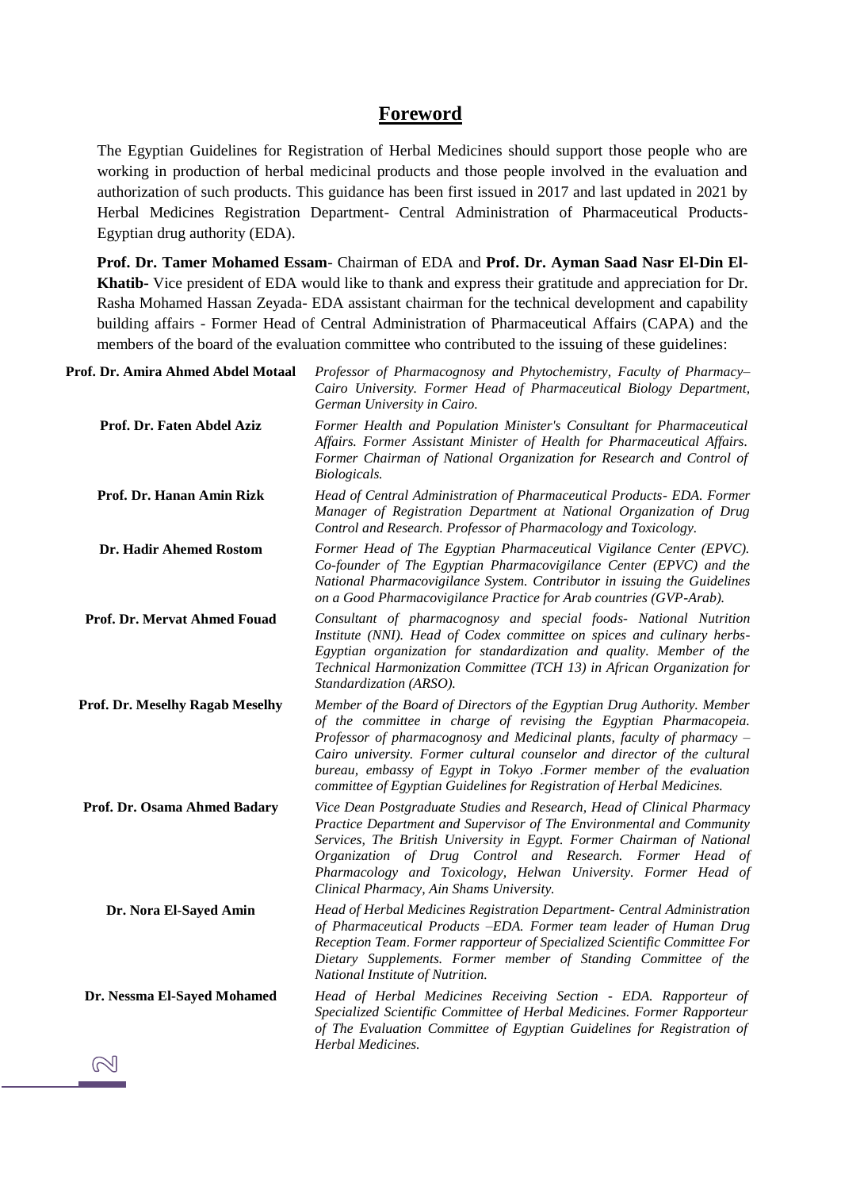## Foreword

The Egyptian Guidelines for Registration of Herbal Medicines should support those people who are working in production of herbal medicinal products and those people involved in the evaluation and authorization of such products. This guidance has been first issued in 2017 and last updated in 2021 by Herbal Medicines Registration Department- Central Administration of Pharmaceutical Products- Egyptian drug authority (EDA).

**Prof. Dr. Tamer Mohamed Essam**- Chairman of EDA and **Prof. Dr. Ayman Saad Nasr El-Din El-Khatib-** Vice president of EDA would like to thank and express their gratitude and appreciation for Dr. Rasha Mohamed Hassan Zeyada- EDA assistant chairman for the technical development and capability building affairs - Former Head of Central Administration of Pharmaceutical Affairs (CAPA) and the members of the board of the evaluation committee who contributed to the issuing of these guidelines:

| | |
|---|---|
| **Prof. Dr. Amira Ahmed Abdel Motaal** | *Professor of Pharmacognosy and Phytochemistry, Faculty of Pharmacy– Cairo University. Former Head of Pharmaceutical Biology Department, German University in Cairo.* |
| **Prof. Dr. Faten Abdel Aziz** | *Former Health and Population Minister's Consultant for Pharmaceutical Affairs. Former Assistant Minister of Health for Pharmaceutical Affairs. Former Chairman of National Organization for Research and Control of Biologicals.* |
| **Prof. Dr. Hanan Amin Rizk** | *Head of Central Administration of Pharmaceutical Products- EDA. Former Manager of Registration Department at National Organization of Drug Control and Research. Professor of Pharmacology and Toxicology.* |
| **Dr. Hadir Ahemed Rostom** | *Former Head of The Egyptian Pharmaceutical Vigilance Center (EPVC). Co-founder of The Egyptian Pharmacovigilance Center (EPVC) and the National Pharmacovigilance System. Contributor in issuing the Guidelines on a Good Pharmacovigilance Practice for Arab countries (GVP-Arab).* |
| **Prof. Dr. Mervat Ahmed Fouad** | *Consultant of pharmacognosy and special foods- National Nutrition Institute (NNI). Head of Codex committee on spices and culinary herbs- Egyptian organization for standardization and quality. Member of the Technical Harmonization Committee (TCH 13) in African Organization for Standardization (ARSO).* |
| **Prof. Dr. Meselhy Ragab Meselhy** | *Member of the Board of Directors of the Egyptian Drug Authority. Member of the committee in charge of revising the Egyptian Pharmacopeia. Professor of pharmacognosy and Medicinal plants, faculty of pharmacy – Cairo university. Former cultural counselor and director of the cultural bureau, embassy of Egypt in Tokyo .Former member of the evaluation committee of Egyptian Guidelines for Registration of Herbal Medicines.* |
| **Prof. Dr. Osama Ahmed Badary** | *Vice Dean Postgraduate Studies and Research, Head of Clinical Pharmacy Practice Department and Supervisor of The Environmental and Community Services, The British University in Egypt. Former Chairman of National Organization of Drug Control and Research. Former Head of Pharmacology and Toxicology, Helwan University. Former Head of Clinical Pharmacy, Ain Shams University.* |
| **Dr. Nora El-Sayed Amin** | *Head of Herbal Medicines Registration Department- Central Administration of Pharmaceutical Products –EDA. Former team leader of Human Drug Reception Team. Former rapporteur of Specialized Scientific Committee For Dietary Supplements. Former member of Standing Committee of the National Institute of Nutrition.* |
| **Dr. Nessma El-Sayed Mohamed** | *Head of Herbal Medicines Receiving Section - EDA. Rapporteur of Specialized Scientific Committee of Herbal Medicines. Former Rapporteur of The Evaluation Committee of Egyptian Guidelines for Registration of Herbal Medicines.* |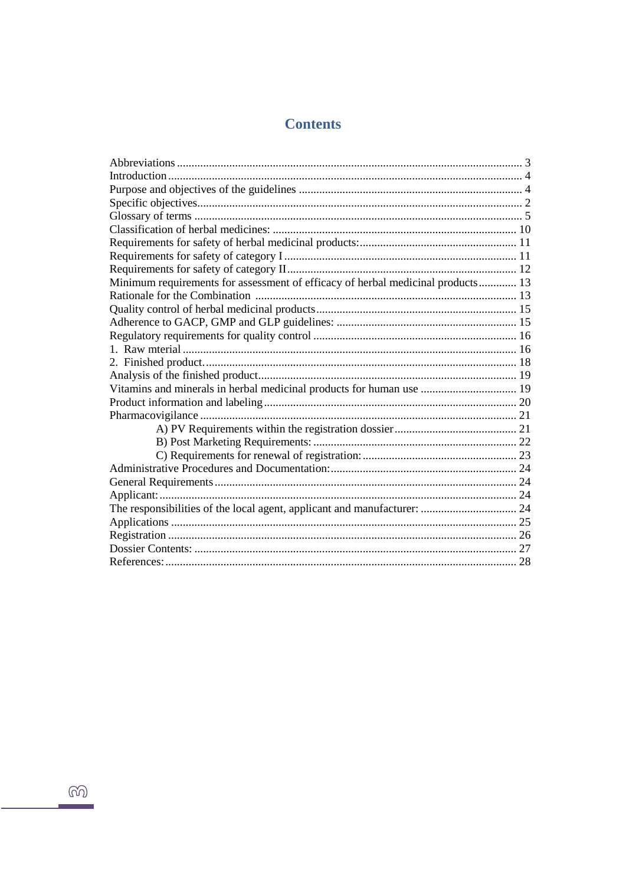# Contents

Abbreviations ........................................................................................................ 3
Introduction ........................................................................................................ 4
Purpose and objectives of the guidelines ............................................................ 4
Specific objectives................................................................................................ 2
Glossary of terms ................................................................................................. 5
Classification of herbal medicines: .................................................................... 10
Requirements for safety of herbal medicinal products:...................................... 11
Requirements for safety of category I ................................................................ 11
Requirements for safety of category II............................................................... 12
Minimum requirements for assessment of efficacy of herbal medicinal products............. 13
Rationale for the Combination ......................................................................... 13
Quality control of herbal medicinal products..................................................... 15
Adherence to GACP, GMP and GLP guidelines: .............................................. 15
Regulatory requirements for quality control ...................................................... 16
1. Raw mterial ..................................................................................................... 16
2. Finished product............................................................................................. 18
Analysis of the finished product......................................................................... 19
Vitamins and minerals in herbal medicinal products for human use ................. 19
Product information and labeling ...................................................................... 20
Pharmacovigilance ............................................................................................ 21
- A) PV Requirements within the registration dossier........................................ 21
- B) Post Marketing Requirements: .................................................................... 22
- C) Requirements for renewal of registration:................................................... 23

Administrative Procedures and Documentation:................................................ 24
General Requirements ....................................................................................... 24
Applicant:........................................................................................................... 24
The responsibilities of the local agent, applicant and manufacturer: ................. 24
Applications ...................................................................................................... 25
Registration ....................................................................................................... 26
Dossier Contents: .............................................................................................. 27
References:........................................................................................................ 28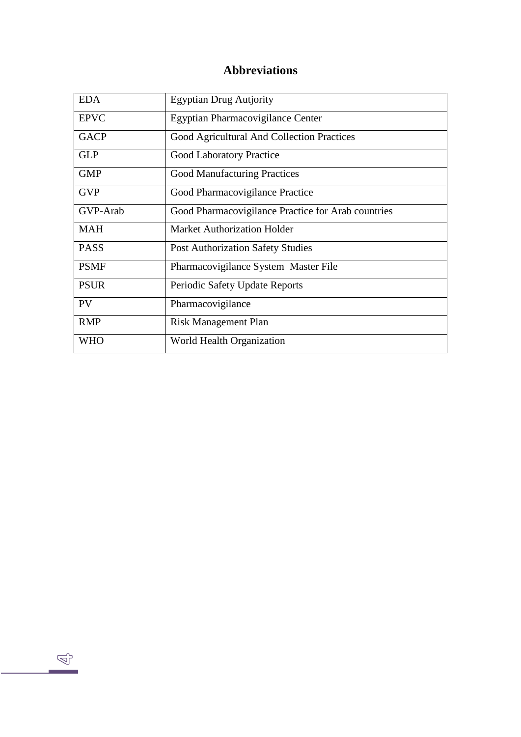# Abbreviations

| | |
|---|---|
| EDA | Egyptian Drug Autjority |
| EPVC | Egyptian Pharmacovigilance Center |
| GACP | Good Agricultural And Collection Practices |
| GLP | Good Laboratory Practice |
| GMP | Good Manufacturing Practices |
| GVP | Good Pharmacovigilance Practice |
| GVP-Arab | Good Pharmacovigilance Practice for Arab countries |
| MAH | Market Authorization Holder |
| PASS | Post Authorization Safety Studies |
| PSMF | Pharmacovigilance System  Master File |
| PSUR | Periodic Safety Update Reports |
| PV | Pharmacovigilance |
| RMP | Risk Management Plan |
| WHO | World Health Organization |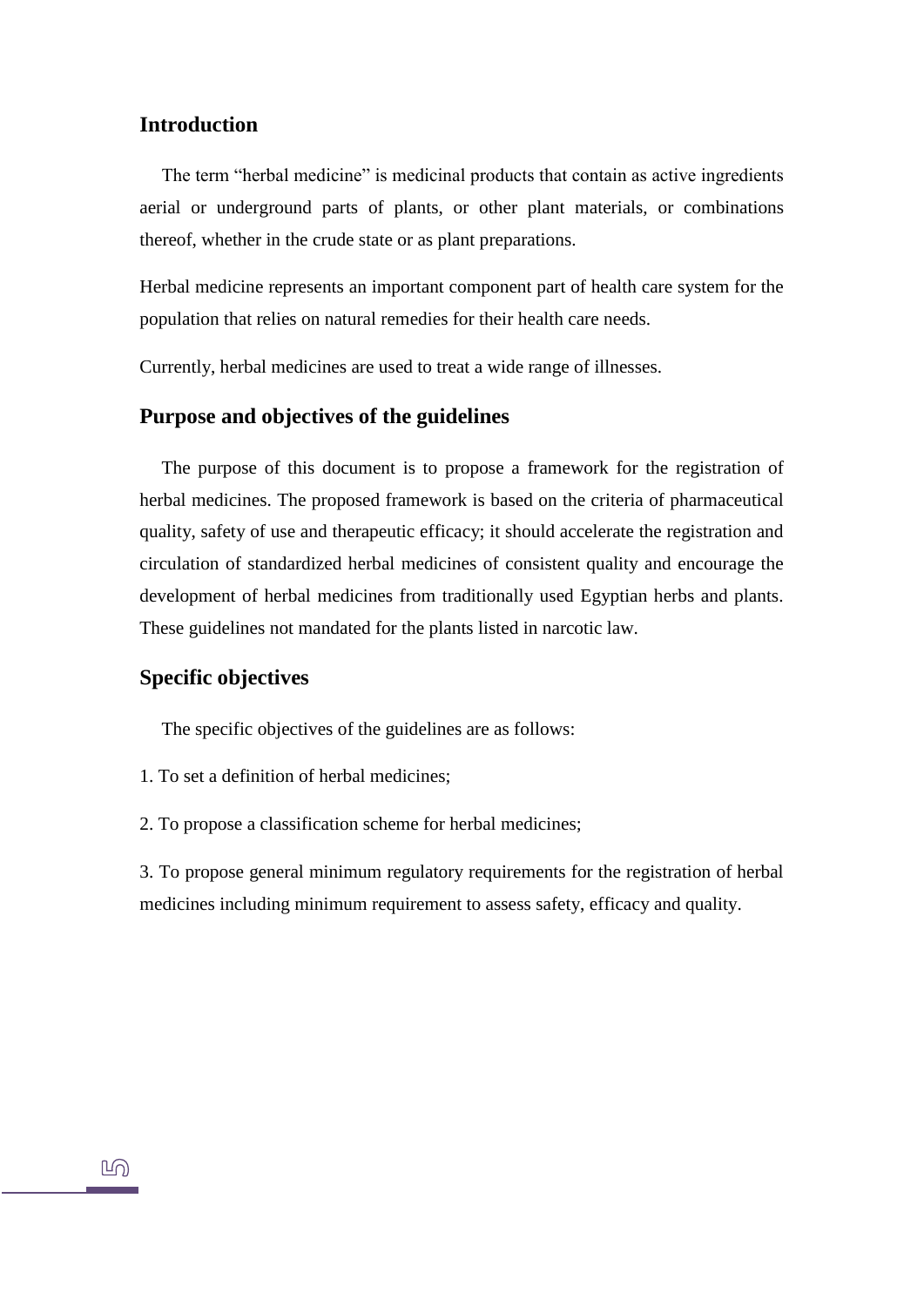## Introduction

The term "herbal medicine" is medicinal products that contain as active ingredients aerial or underground parts of plants, or other plant materials, or combinations thereof, whether in the crude state or as plant preparations.

Herbal medicine represents an important component part of health care system for the population that relies on natural remedies for their health care needs.

Currently, herbal medicines are used to treat a wide range of illnesses.

## Purpose and objectives of the guidelines

The purpose of this document is to propose a framework for the registration of herbal medicines. The proposed framework is based on the criteria of pharmaceutical quality, safety of use and therapeutic efficacy; it should accelerate the registration and circulation of standardized herbal medicines of consistent quality and encourage the development of herbal medicines from traditionally used Egyptian herbs and plants. These guidelines not mandated for the plants listed in narcotic law.

## Specific objectives

The specific objectives of the guidelines are as follows:

1. To set a definition of herbal medicines;

2. To propose a classification scheme for herbal medicines;

3. To propose general minimum regulatory requirements for the registration of herbal medicines including minimum requirement to assess safety, efficacy and quality.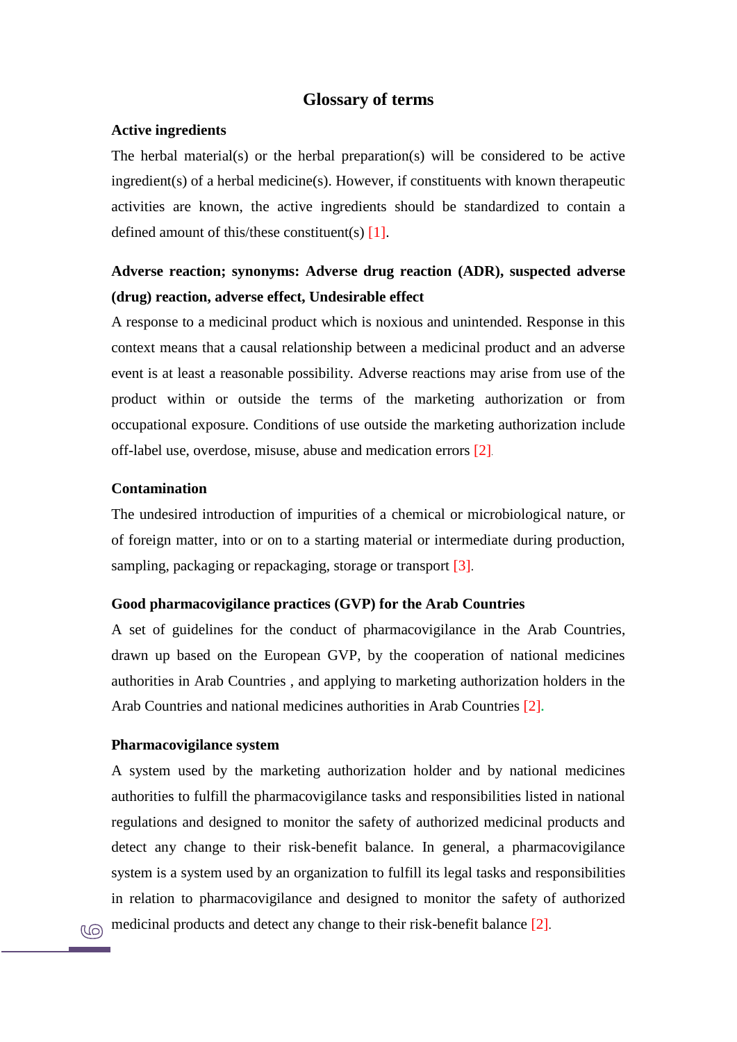# Glossary of terms

**Active ingredients**

The herbal material(s) or the herbal preparation(s) will be considered to be active ingredient(s) of a herbal medicine(s). However, if constituents with known therapeutic activities are known, the active ingredients should be standardized to contain a defined amount of this/these constituent(s) [1].

**Adverse reaction; synonyms: Adverse drug reaction (ADR), suspected adverse (drug) reaction, adverse effect, Undesirable effect**

A response to a medicinal product which is noxious and unintended. Response in this context means that a causal relationship between a medicinal product and an adverse event is at least a reasonable possibility. Adverse reactions may arise from use of the product within or outside the terms of the marketing authorization or from occupational exposure. Conditions of use outside the marketing authorization include off-label use, overdose, misuse, abuse and medication errors [2].

**Contamination**

The undesired introduction of impurities of a chemical or microbiological nature, or of foreign matter, into or on to a starting material or intermediate during production, sampling, packaging or repackaging, storage or transport [3].

**Good pharmacovigilance practices (GVP) for the Arab Countries**

A set of guidelines for the conduct of pharmacovigilance in the Arab Countries, drawn up based on the European GVP, by the cooperation of national medicines authorities in Arab Countries , and applying to marketing authorization holders in the Arab Countries and national medicines authorities in Arab Countries [2].

**Pharmacovigilance system**

A system used by the marketing authorization holder and by national medicines authorities to fulfill the pharmacovigilance tasks and responsibilities listed in national regulations and designed to monitor the safety of authorized medicinal products and detect any change to their risk-benefit balance. In general, a pharmacovigilance system is a system used by an organization to fulfill its legal tasks and responsibilities in relation to pharmacovigilance and designed to monitor the safety of authorized medicinal products and detect any change to their risk-benefit balance [2].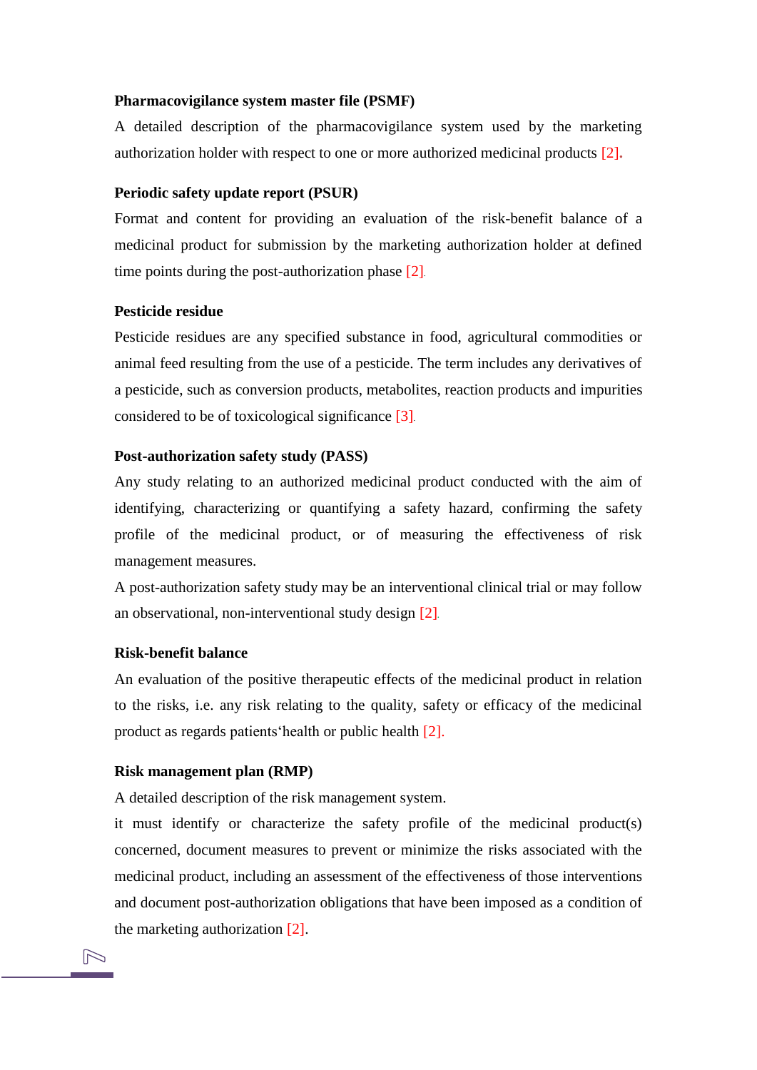**Pharmacovigilance system master file (PSMF)**

A detailed description of the pharmacovigilance system used by the marketing authorization holder with respect to one or more authorized medicinal products [2].

**Periodic safety update report (PSUR)**

Format and content for providing an evaluation of the risk-benefit balance of a medicinal product for submission by the marketing authorization holder at defined time points during the post-authorization phase [2].

**Pesticide residue**

Pesticide residues are any specified substance in food, agricultural commodities or animal feed resulting from the use of a pesticide. The term includes any derivatives of a pesticide, such as conversion products, metabolites, reaction products and impurities considered to be of toxicological significance [3].

**Post-authorization safety study (PASS)**

Any study relating to an authorized medicinal product conducted with the aim of identifying, characterizing or quantifying a safety hazard, confirming the safety profile of the medicinal product, or of measuring the effectiveness of risk management measures.

A post-authorization safety study may be an interventional clinical trial or may follow an observational, non-interventional study design [2].

**Risk-benefit balance**

An evaluation of the positive therapeutic effects of the medicinal product in relation to the risks, i.e. any risk relating to the quality, safety or efficacy of the medicinal product as regards patients'health or public health [2].

**Risk management plan (RMP)**

A detailed description of the risk management system.

it must identify or characterize the safety profile of the medicinal product(s) concerned, document measures to prevent or minimize the risks associated with the medicinal product, including an assessment of the effectiveness of those interventions and document post-authorization obligations that have been imposed as a condition of the marketing authorization [2].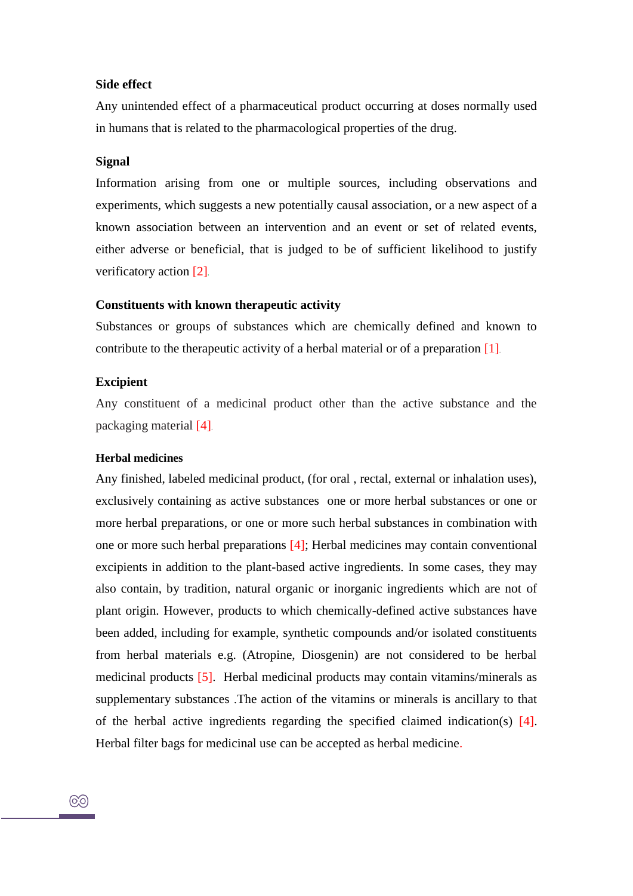**Side effect**

Any unintended effect of a pharmaceutical product occurring at doses normally used in humans that is related to the pharmacological properties of the drug.

**Signal**

Information arising from one or multiple sources, including observations and experiments, which suggests a new potentially causal association, or a new aspect of a known association between an intervention and an event or set of related events, either adverse or beneficial, that is judged to be of sufficient likelihood to justify verificatory action [2].

**Constituents with known therapeutic activity**

Substances or groups of substances which are chemically defined and known to contribute to the therapeutic activity of a herbal material or of a preparation [1].

**Excipient**

Any constituent of a medicinal product other than the active substance and the packaging material [4].

**Herbal medicines**

Any finished, labeled medicinal product, (for oral , rectal, external or inhalation uses), exclusively containing as active substances one or more herbal substances or one or more herbal preparations, or one or more such herbal substances in combination with one or more such herbal preparations [4]; Herbal medicines may contain conventional excipients in addition to the plant-based active ingredients. In some cases, they may also contain, by tradition, natural organic or inorganic ingredients which are not of plant origin. However, products to which chemically-defined active substances have been added, including for example, synthetic compounds and/or isolated constituents from herbal materials e.g. (Atropine, Diosgenin) are not considered to be herbal medicinal products [5]. Herbal medicinal products may contain vitamins/minerals as supplementary substances .The action of the vitamins or minerals is ancillary to that of the herbal active ingredients regarding the specified claimed indication(s) [4]. Herbal filter bags for medicinal use can be accepted as herbal medicine.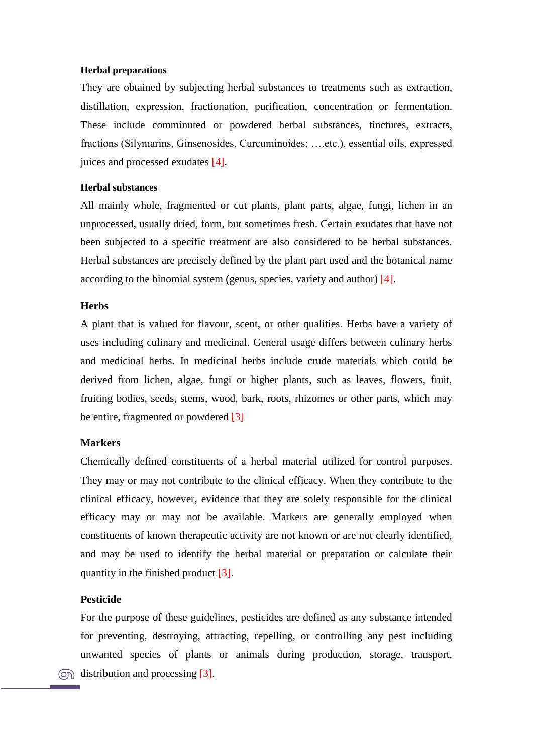**Herbal preparations**

They are obtained by subjecting herbal substances to treatments such as extraction, distillation, expression, fractionation, purification, concentration or fermentation. These include comminuted or powdered herbal substances, tinctures, extracts, fractions (Silymarins, Ginsenosides, Curcuminoides; ….etc.), essential oils, expressed juices and processed exudates [4].

**Herbal substances**

All mainly whole, fragmented or cut plants, plant parts, algae, fungi, lichen in an unprocessed, usually dried, form, but sometimes fresh. Certain exudates that have not been subjected to a specific treatment are also considered to be herbal substances. Herbal substances are precisely defined by the plant part used and the botanical name according to the binomial system (genus, species, variety and author) [4].

**Herbs**

A plant that is valued for flavour, scent, or other qualities. Herbs have a variety of uses including culinary and medicinal. General usage differs between culinary herbs and medicinal herbs. In medicinal herbs include crude materials which could be derived from lichen, algae, fungi or higher plants, such as leaves, flowers, fruit, fruiting bodies, seeds, stems, wood, bark, roots, rhizomes or other parts, which may be entire, fragmented or powdered [3].

**Markers**

Chemically defined constituents of a herbal material utilized for control purposes. They may or may not contribute to the clinical efficacy. When they contribute to the clinical efficacy, however, evidence that they are solely responsible for the clinical efficacy may or may not be available. Markers are generally employed when constituents of known therapeutic activity are not known or are not clearly identified, and may be used to identify the herbal material or preparation or calculate their quantity in the finished product [3].

**Pesticide**

For the purpose of these guidelines, pesticides are defined as any substance intended for preventing, destroying, attracting, repelling, or controlling any pest including unwanted species of plants or animals during production, storage, transport, distribution and processing [3].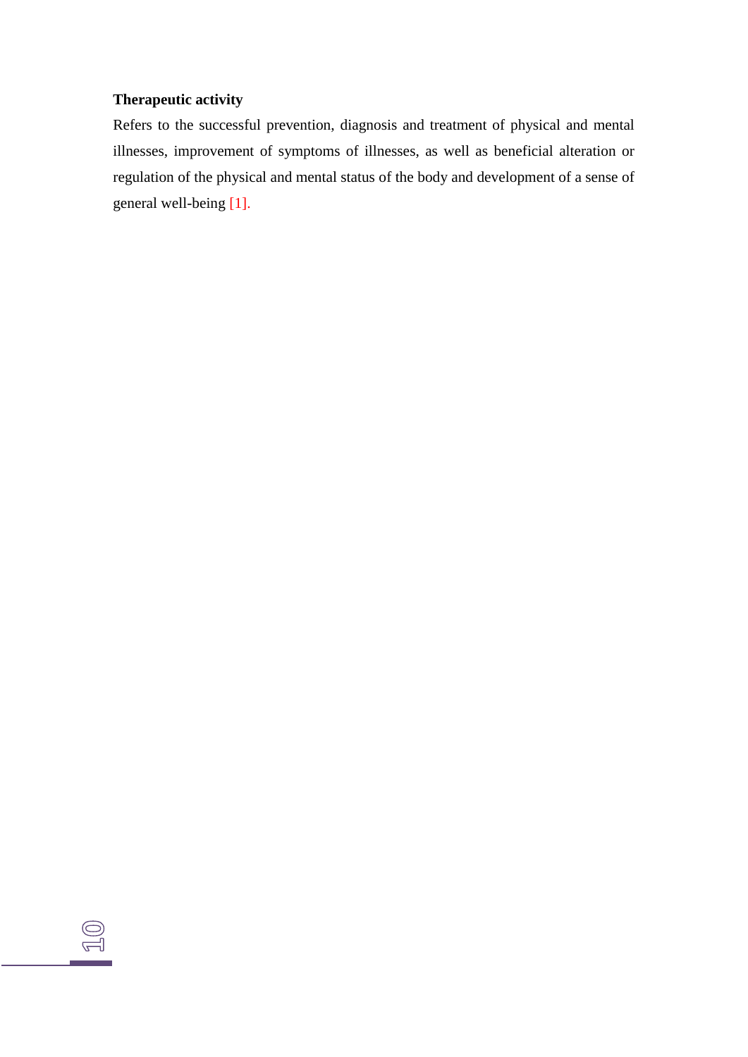**Therapeutic activity**

Refers to the successful prevention, diagnosis and treatment of physical and mental illnesses, improvement of symptoms of illnesses, as well as beneficial alteration or regulation of the physical and mental status of the body and development of a sense of general well-being [1].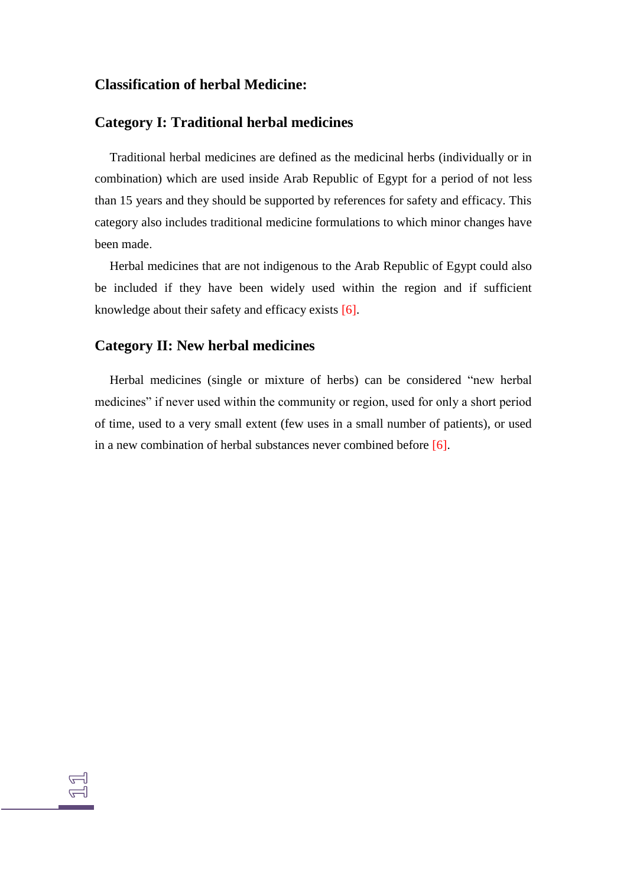## Classification of herbal Medicine:

### Category I: Traditional herbal medicines

Traditional herbal medicines are defined as the medicinal herbs (individually or in combination) which are used inside Arab Republic of Egypt for a period of not less than 15 years and they should be supported by references for safety and efficacy. This category also includes traditional medicine formulations to which minor changes have been made.

Herbal medicines that are not indigenous to the Arab Republic of Egypt could also be included if they have been widely used within the region and if sufficient knowledge about their safety and efficacy exists [6].

### Category II: New herbal medicines

Herbal medicines (single or mixture of herbs) can be considered "new herbal medicines" if never used within the community or region, used for only a short period of time, used to a very small extent (few uses in a small number of patients), or used in a new combination of herbal substances never combined before [6].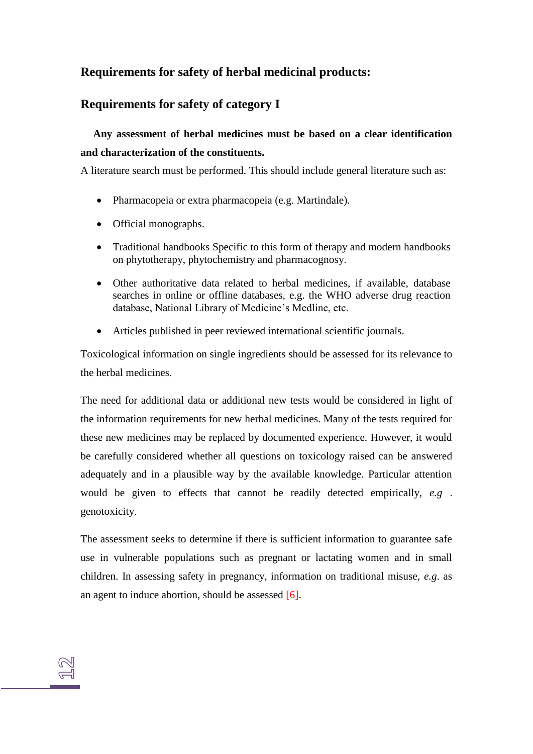## Requirements for safety of herbal medicinal products:

## Requirements for safety of category I

**Any assessment of herbal medicines must be based on a clear identification and characterization of the constituents.**

A literature search must be performed. This should include general literature such as:

- Pharmacopeia or extra pharmacopeia (e.g. Martindale).
- Official monographs.
- Traditional handbooks Specific to this form of therapy and modern handbooks on phytotherapy, phytochemistry and pharmacognosy.
- Other authoritative data related to herbal medicines, if available, database searches in online or offline databases, e.g. the WHO adverse drug reaction database, National Library of Medicine's Medline, etc.
- Articles published in peer reviewed international scientific journals.

Toxicological information on single ingredients should be assessed for its relevance to the herbal medicines.

The need for additional data or additional new tests would be considered in light of the information requirements for new herbal medicines. Many of the tests required for these new medicines may be replaced by documented experience. However, it would be carefully considered whether all questions on toxicology raised can be answered adequately and in a plausible way by the available knowledge. Particular attention would be given to effects that cannot be readily detected empirically, *e.g .* genotoxicity.

The assessment seeks to determine if there is sufficient information to guarantee safe use in vulnerable populations such as pregnant or lactating women and in small children. In assessing safety in pregnancy, information on traditional misuse, *e.g.* as an agent to induce abortion, should be assessed [6].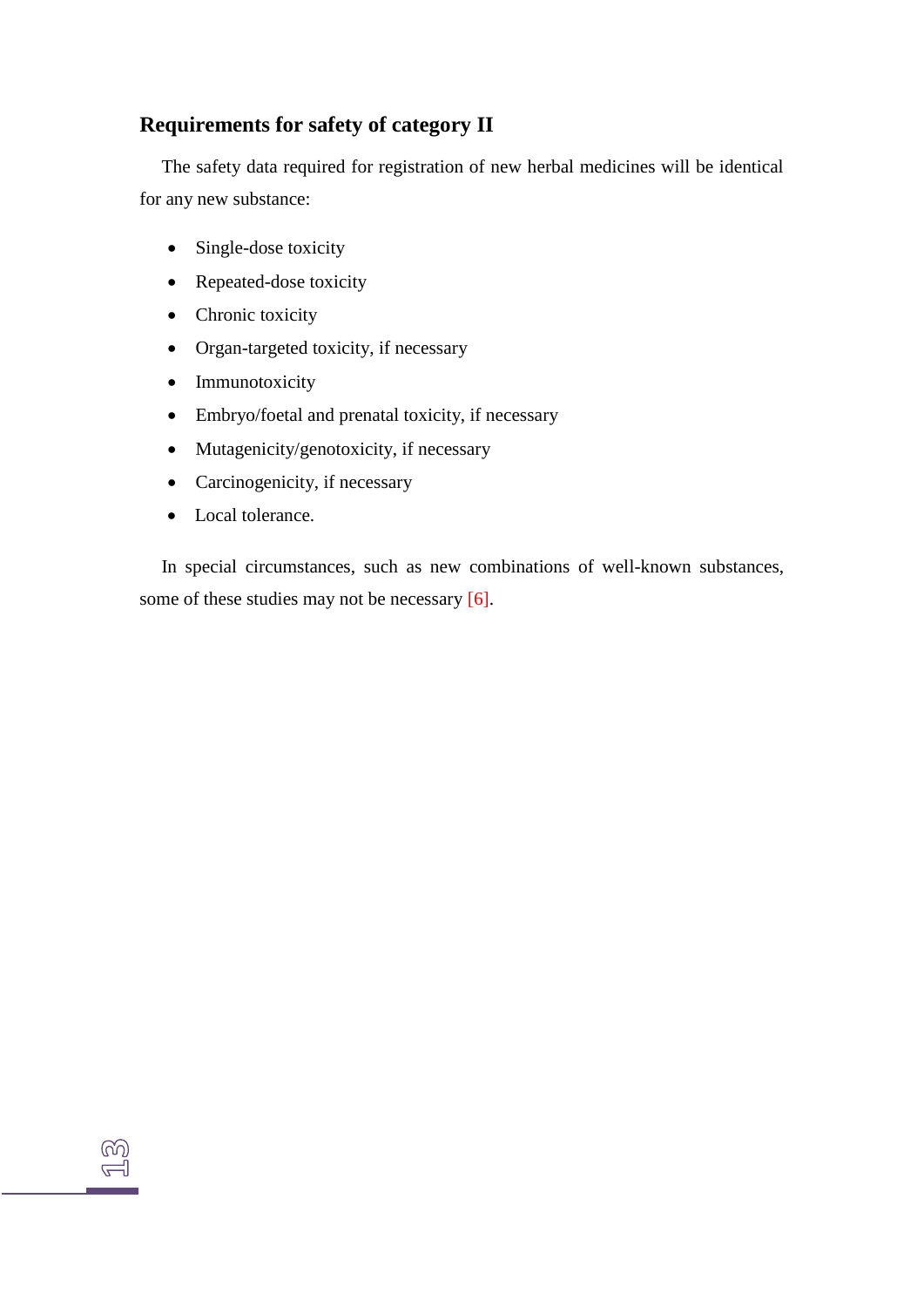## Requirements for safety of category II

The safety data required for registration of new herbal medicines will be identical for any new substance:

- Single-dose toxicity
- Repeated-dose toxicity
- Chronic toxicity
- Organ-targeted toxicity, if necessary
- Immunotoxicity
- Embryo/foetal and prenatal toxicity, if necessary
- Mutagenicity/genotoxicity, if necessary
- Carcinogenicity, if necessary
- Local tolerance.

In special circumstances, such as new combinations of well-known substances, some of these studies may not be necessary [6].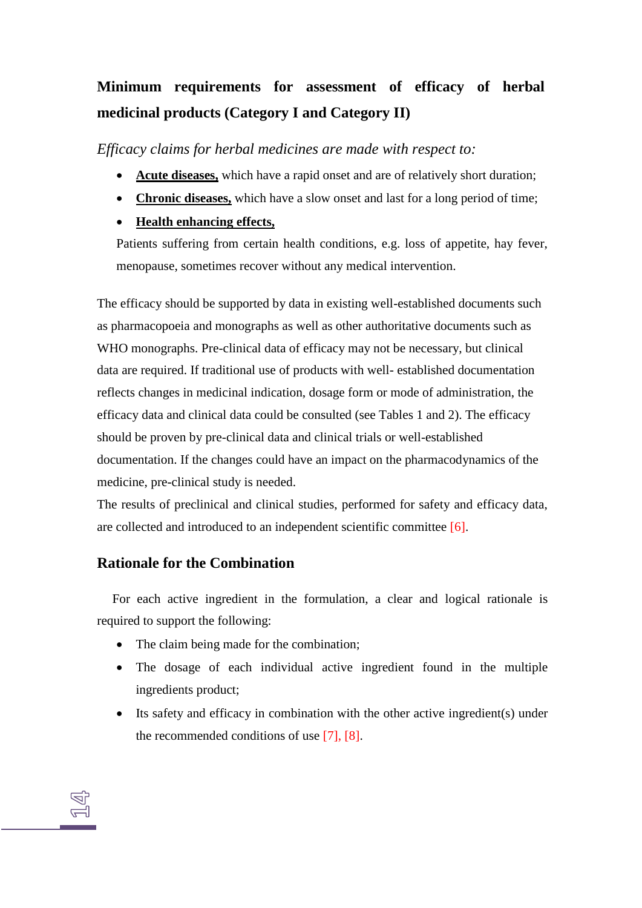## Minimum requirements for assessment of efficacy of herbal medicinal products (Category I and Category II)

*Efficacy claims for herbal medicines are made with respect to:*

- **Acute diseases,** which have a rapid onset and are of relatively short duration;
- **Chronic diseases,** which have a slow onset and last for a long period of time;
- **Health enhancing effects,**

  Patients suffering from certain health conditions, e.g. loss of appetite, hay fever, menopause, sometimes recover without any medical intervention.

The efficacy should be supported by data in existing well-established documents such as pharmacopoeia and monographs as well as other authoritative documents such as WHO monographs. Pre-clinical data of efficacy may not be necessary, but clinical data are required. If traditional use of products with well- established documentation reflects changes in medicinal indication, dosage form or mode of administration, the efficacy data and clinical data could be consulted (see Tables 1 and 2). The efficacy should be proven by pre-clinical data and clinical trials or well-established documentation. If the changes could have an impact on the pharmacodynamics of the medicine, pre-clinical study is needed.

The results of preclinical and clinical studies, performed for safety and efficacy data, are collected and introduced to an independent scientific committee [6].

## Rationale for the Combination

For each active ingredient in the formulation, a clear and logical rationale is required to support the following:

- The claim being made for the combination;
- The dosage of each individual active ingredient found in the multiple ingredients product;
- Its safety and efficacy in combination with the other active ingredient(s) under the recommended conditions of use [7], [8].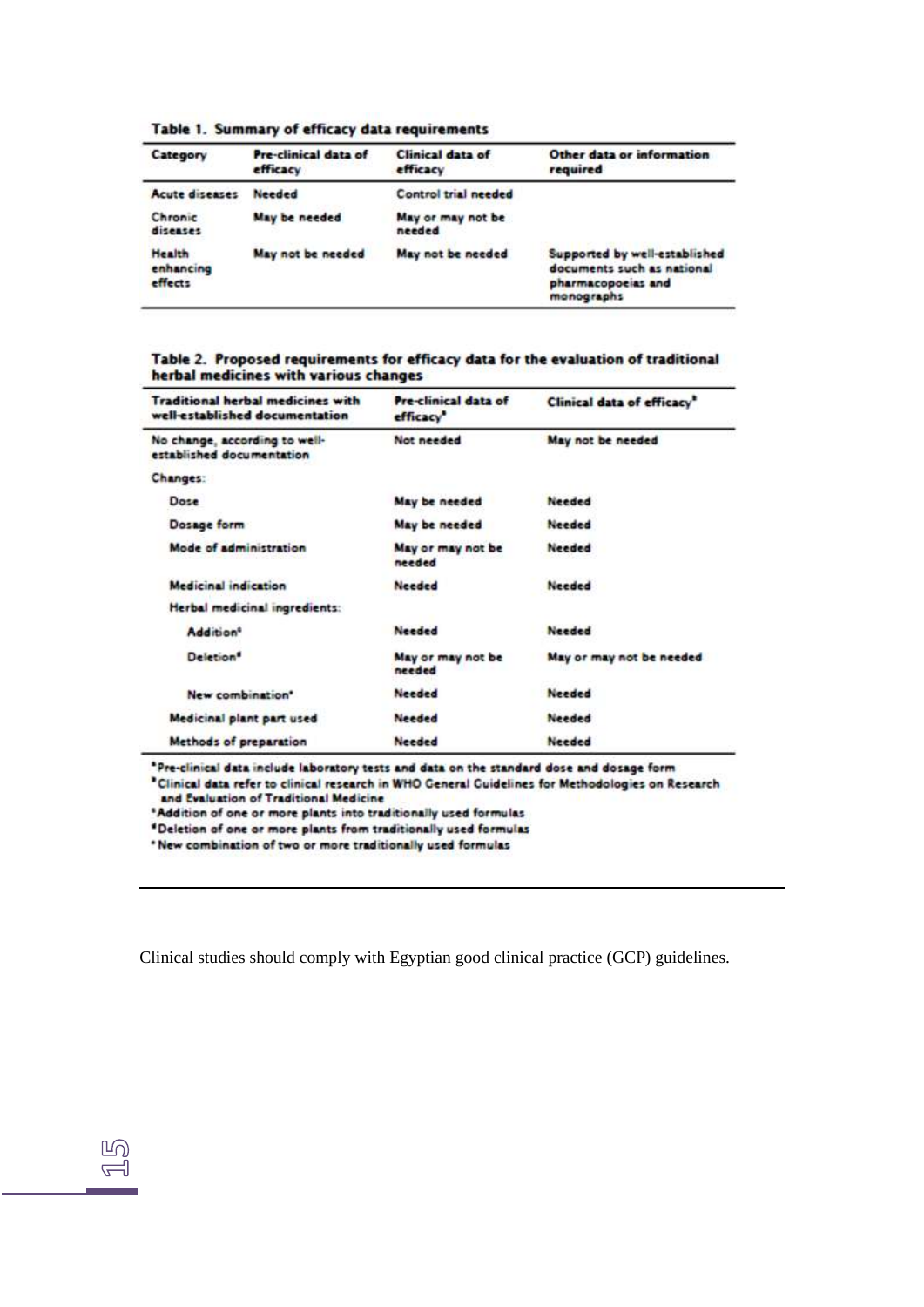**Table 1. Summary of efficacy data requirements**

| Category | Pre-clinical data of efficacy | Clinical data of efficacy | Other data or information required |
|---|---|---|---|
| Acute diseases | Needed | Control trial needed | |
| Chronic diseases | May be needed | May or may not be needed | |
| Health enhancing effects | May not be needed | May not be needed | Supported by well-established documents such as national pharmacopoeias and monographs |

**Table 2. Proposed requirements for efficacy data for the evaluation of traditional herbal medicines with various changes**

| Traditional herbal medicines with well-established documentation | Pre-clinical data of efficacy[a] | Clinical data of efficacy[b] |
|---|---|---|
| No change, according to well-established documentation | Not needed | May not be needed |
| Changes: | | |
| Dose | May be needed | Needed |
| Dosage form | May be needed | Needed |
| Mode of administration | May or may not be needed | Needed |
| Medicinal indication | Needed | Needed |
| Herbal medicinal ingredients: | | |
| Addition[c] | Needed | Needed |
| Deletion[d] | May or may not be needed | May or may not be needed |
| New combination[e] | Needed | Needed |
| Medicinal plant part used | Needed | Needed |
| Methods of preparation | Needed | Needed |

[a]Pre-clinical data include laboratory tests and data on the standard dose and dosage form
[b]Clinical data refer to clinical research in WHO General Guidelines for Methodologies on Research and Evaluation of Traditional Medicine
[c]Addition of one or more plants into traditionally used formulas
[d]Deletion of one or more plants from traditionally used formulas
[e]New combination of two or more traditionally used formulas

Clinical studies should comply with Egyptian good clinical practice (GCP) guidelines.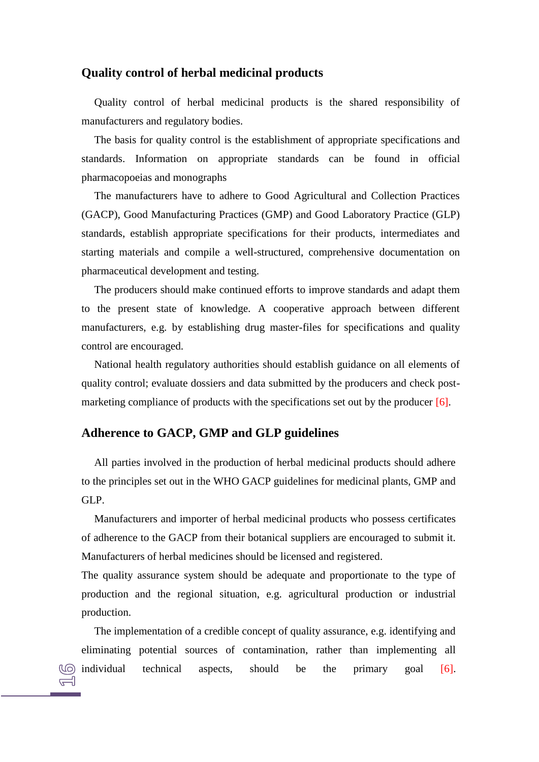## Quality control of herbal medicinal products

Quality control of herbal medicinal products is the shared responsibility of manufacturers and regulatory bodies.

The basis for quality control is the establishment of appropriate specifications and standards. Information on appropriate standards can be found in official pharmacopoeias and monographs

The manufacturers have to adhere to Good Agricultural and Collection Practices (GACP), Good Manufacturing Practices (GMP) and Good Laboratory Practice (GLP) standards, establish appropriate specifications for their products, intermediates and starting materials and compile a well-structured, comprehensive documentation on pharmaceutical development and testing.

The producers should make continued efforts to improve standards and adapt them to the present state of knowledge. A cooperative approach between different manufacturers, e.g. by establishing drug master-files for specifications and quality control are encouraged.

National health regulatory authorities should establish guidance on all elements of quality control; evaluate dossiers and data submitted by the producers and check post-marketing compliance of products with the specifications set out by the producer [6].

## Adherence to GACP, GMP and GLP guidelines

All parties involved in the production of herbal medicinal products should adhere to the principles set out in the WHO GACP guidelines for medicinal plants, GMP and GLP.

Manufacturers and importer of herbal medicinal products who possess certificates of adherence to the GACP from their botanical suppliers are encouraged to submit it. Manufacturers of herbal medicines should be licensed and registered.

The quality assurance system should be adequate and proportionate to the type of production and the regional situation, e.g. agricultural production or industrial production.

The implementation of a credible concept of quality assurance, e.g. identifying and eliminating potential sources of contamination, rather than implementing all individual technical aspects, should be the primary goal [6].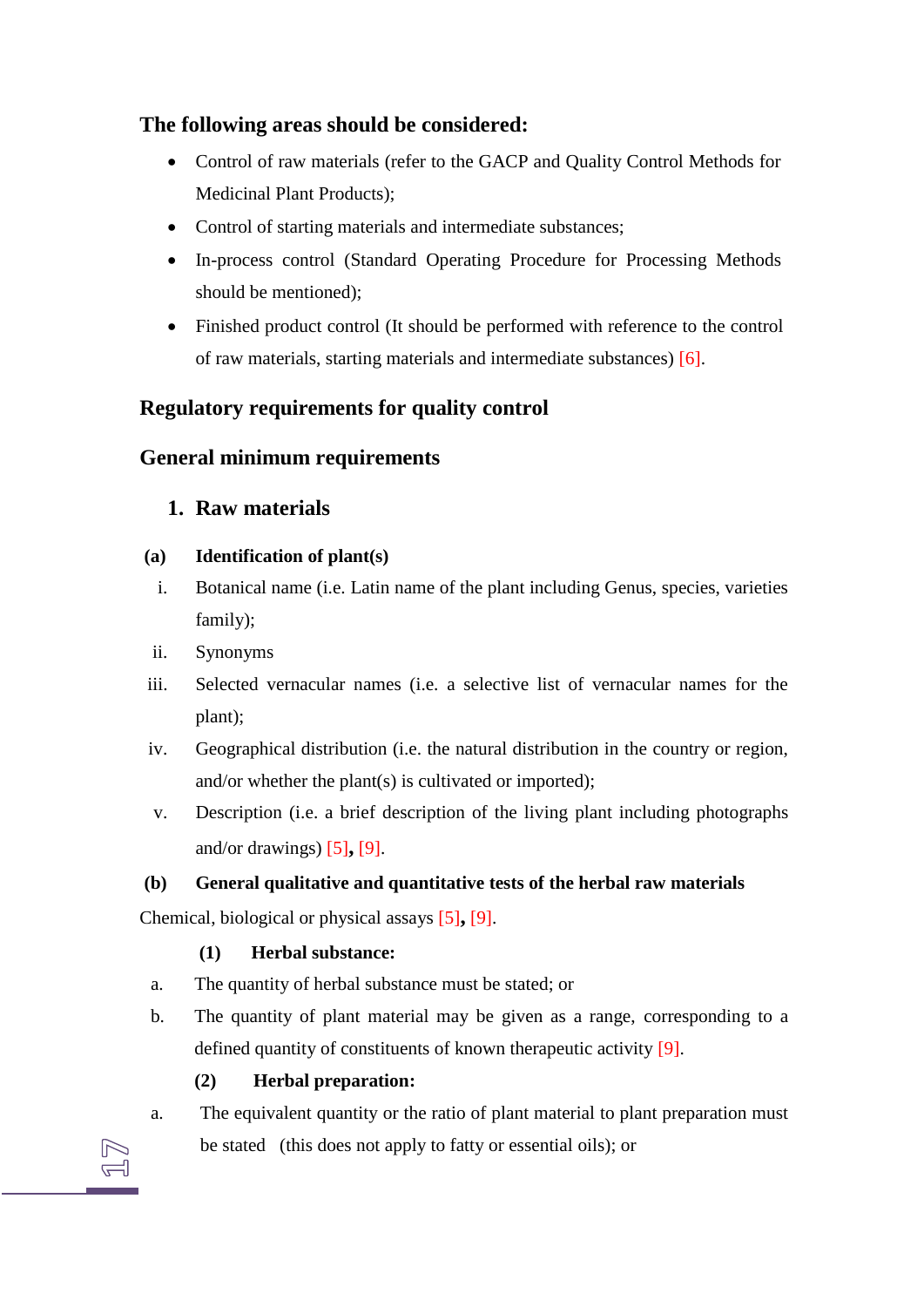**The following areas should be considered:**

- Control of raw materials (refer to the GACP and Quality Control Methods for Medicinal Plant Products);
- Control of starting materials and intermediate substances;
- In-process control (Standard Operating Procedure for Processing Methods should be mentioned);
- Finished product control (It should be performed with reference to the control of raw materials, starting materials and intermediate substances) [6].

## Regulatory requirements for quality control

## General minimum requirements

### 1. Raw materials

**(a) Identification of plant(s)**

i. Botanical name (i.e. Latin name of the plant including Genus, species, varieties family);

ii. Synonyms

iii. Selected vernacular names (i.e. a selective list of vernacular names for the plant);

iv. Geographical distribution (i.e. the natural distribution in the country or region, and/or whether the plant(s) is cultivated or imported);

v. Description (i.e. a brief description of the living plant including photographs and/or drawings) [5], [9].

**(b) General qualitative and quantitative tests of the herbal raw materials**

Chemical, biological or physical assays [5], [9].

**(1) Herbal substance:**

a. The quantity of herbal substance must be stated; or

b. The quantity of plant material may be given as a range, corresponding to a defined quantity of constituents of known therapeutic activity [9].

**(2) Herbal preparation:**

a. The equivalent quantity or the ratio of plant material to plant preparation must be stated (this does not apply to fatty or essential oils); or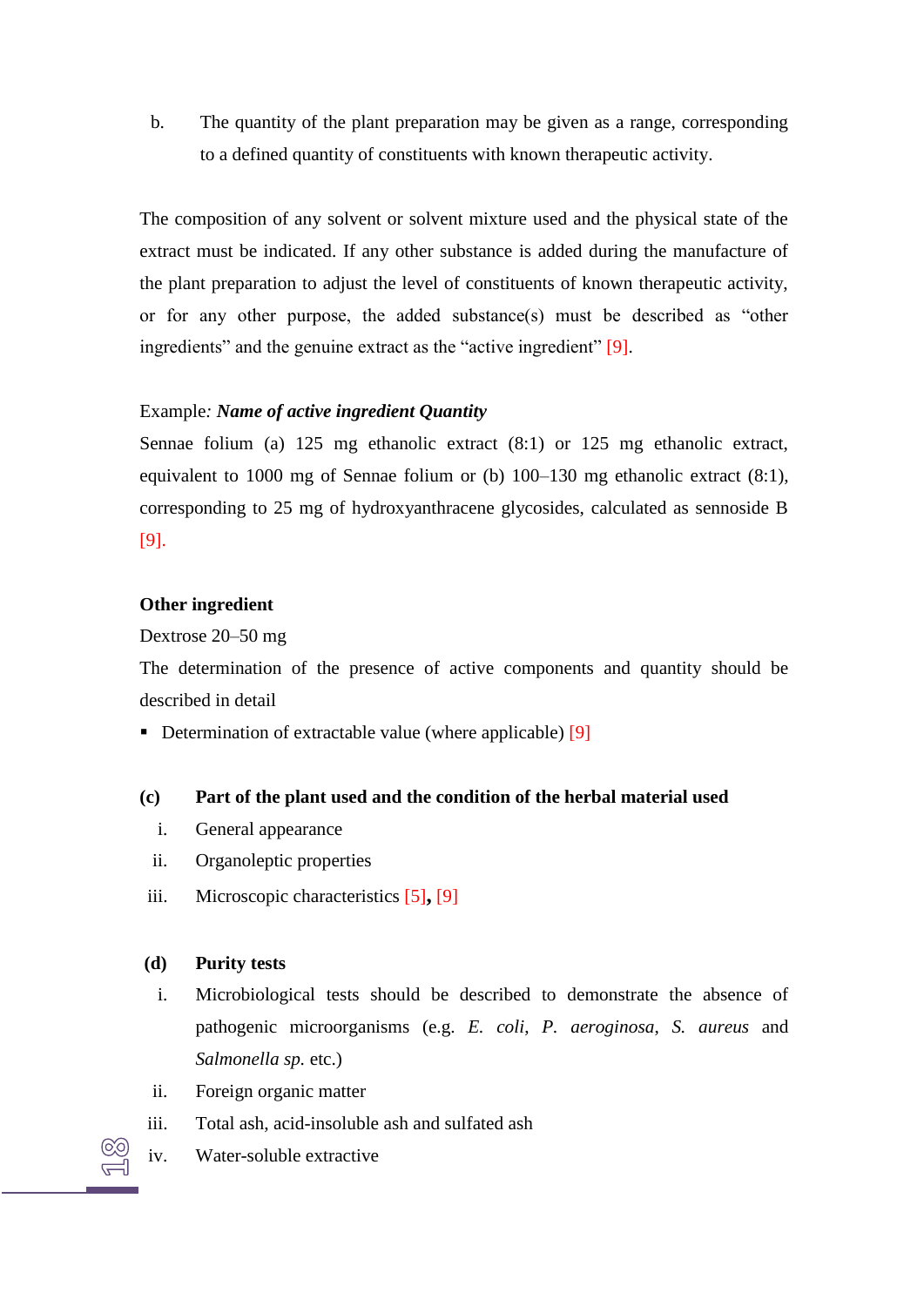b. The quantity of the plant preparation may be given as a range, corresponding to a defined quantity of constituents with known therapeutic activity.

The composition of any solvent or solvent mixture used and the physical state of the extract must be indicated. If any other substance is added during the manufacture of the plant preparation to adjust the level of constituents of known therapeutic activity, or for any other purpose, the added substance(s) must be described as "other ingredients" and the genuine extract as the "active ingredient" [9].

Example*:* ***Name of active ingredient Quantity***

Sennae folium (a) 125 mg ethanolic extract (8:1) or 125 mg ethanolic extract, equivalent to 1000 mg of Sennae folium or (b) 100–130 mg ethanolic extract (8:1), corresponding to 25 mg of hydroxyanthracene glycosides, calculated as sennoside B [9].

**Other ingredient**

Dextrose 20–50 mg

The determination of the presence of active components and quantity should be described in detail

- Determination of extractable value (where applicable) [9]

**(c) Part of the plant used and the condition of the herbal material used**

i. General appearance

ii. Organoleptic properties

iii. Microscopic characteristics [5], [9]

**(d) Purity tests**

i. Microbiological tests should be described to demonstrate the absence of pathogenic microorganisms (e.g. *E. coli*, *P. aeroginosa*, *S. aureus* and *Salmonella sp.* etc.)

ii. Foreign organic matter

iii. Total ash, acid-insoluble ash and sulfated ash

iv. Water-soluble extractive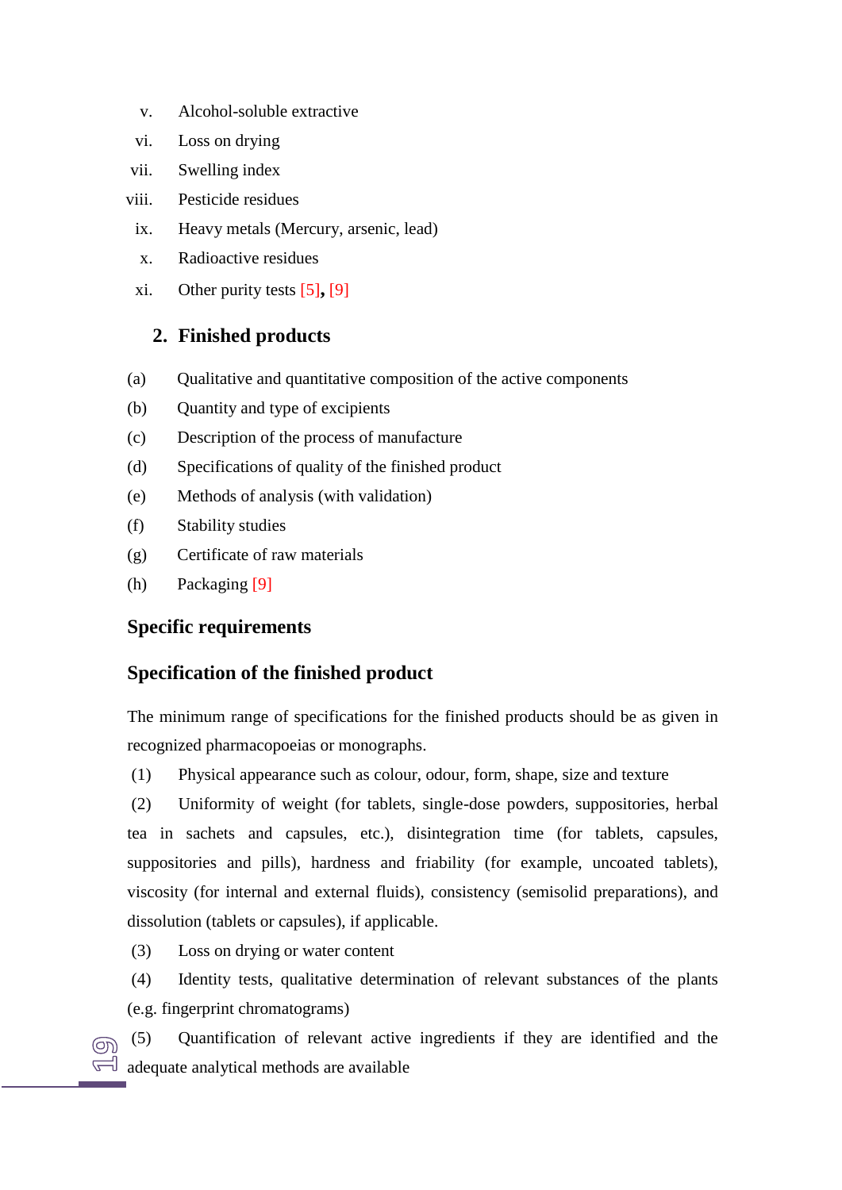v. Alcohol-soluble extractive

vi. Loss on drying

vii. Swelling index

viii. Pesticide residues

ix. Heavy metals (Mercury, arsenic, lead)

x. Radioactive residues

xi. Other purity tests [5], [9]

## 2. Finished products

(a) Qualitative and quantitative composition of the active components

(b) Quantity and type of excipients

(c) Description of the process of manufacture

(d) Specifications of quality of the finished product

(e) Methods of analysis (with validation)

(f) Stability studies

(g) Certificate of raw materials

(h) Packaging [9]

### Specific requirements

### Specification of the finished product

The minimum range of specifications for the finished products should be as given in recognized pharmacopoeias or monographs.

(1) Physical appearance such as colour, odour, form, shape, size and texture

(2) Uniformity of weight (for tablets, single-dose powders, suppositories, herbal tea in sachets and capsules, etc.), disintegration time (for tablets, capsules, suppositories and pills), hardness and friability (for example, uncoated tablets), viscosity (for internal and external fluids), consistency (semisolid preparations), and dissolution (tablets or capsules), if applicable.

(3) Loss on drying or water content

(4) Identity tests, qualitative determination of relevant substances of the plants (e.g. fingerprint chromatograms)

(5) Quantification of relevant active ingredients if they are identified and the adequate analytical methods are available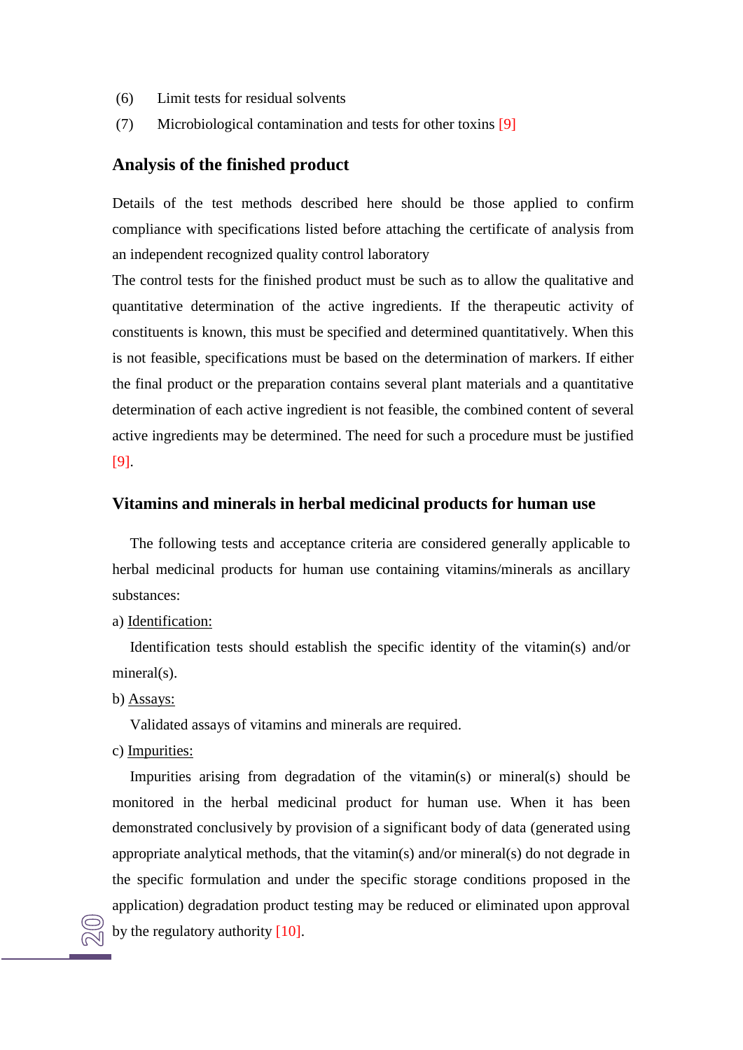(6) Limit tests for residual solvents

(7) Microbiological contamination and tests for other toxins [9]

## Analysis of the finished product

Details of the test methods described here should be those applied to confirm compliance with specifications listed before attaching the certificate of analysis from an independent recognized quality control laboratory

The control tests for the finished product must be such as to allow the qualitative and quantitative determination of the active ingredients. If the therapeutic activity of constituents is known, this must be specified and determined quantitatively. When this is not feasible, specifications must be based on the determination of markers. If either the final product or the preparation contains several plant materials and a quantitative determination of each active ingredient is not feasible, the combined content of several active ingredients may be determined. The need for such a procedure must be justified [9].

## Vitamins and minerals in herbal medicinal products for human use

The following tests and acceptance criteria are considered generally applicable to herbal medicinal products for human use containing vitamins/minerals as ancillary substances:

a) Identification:

Identification tests should establish the specific identity of the vitamin(s) and/or mineral(s).

b) Assays:

Validated assays of vitamins and minerals are required.

c) Impurities:

Impurities arising from degradation of the vitamin(s) or mineral(s) should be monitored in the herbal medicinal product for human use. When it has been demonstrated conclusively by provision of a significant body of data (generated using appropriate analytical methods, that the vitamin(s) and/or mineral(s) do not degrade in the specific formulation and under the specific storage conditions proposed in the application) degradation product testing may be reduced or eliminated upon approval by the regulatory authority [10].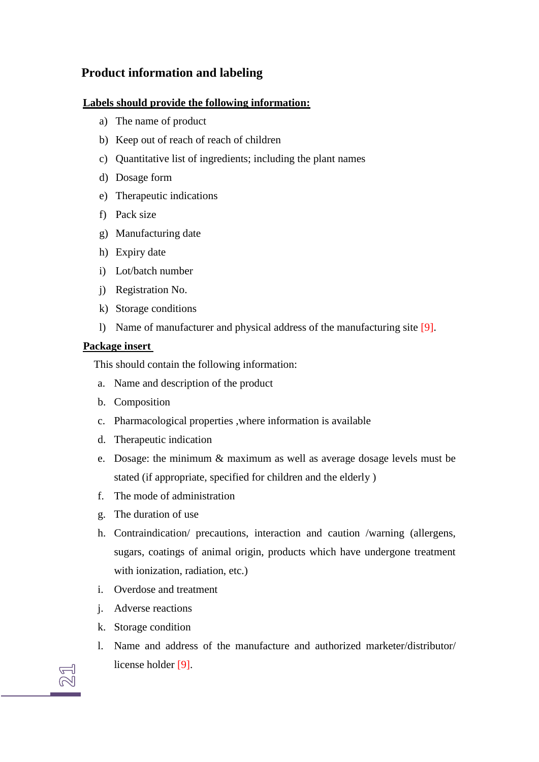## Product information and labeling

**Labels should provide the following information:**

a) The name of product
b) Keep out of reach of reach of children
c) Quantitative list of ingredients; including the plant names
d) Dosage form
e) Therapeutic indications
f) Pack size
g) Manufacturing date
h) Expiry date
i) Lot/batch number
j) Registration No.
k) Storage conditions
l) Name of manufacturer and physical address of the manufacturing site [9].

**Package insert**

This should contain the following information:

a. Name and description of the product
b. Composition
c. Pharmacological properties ,where information is available
d. Therapeutic indication
e. Dosage: the minimum & maximum as well as average dosage levels must be stated (if appropriate, specified for children and the elderly )
f. The mode of administration
g. The duration of use
h. Contraindication/ precautions, interaction and caution /warning (allergens, sugars, coatings of animal origin, products which have undergone treatment with ionization, radiation, etc.)
i. Overdose and treatment
j. Adverse reactions
k. Storage condition
l. Name and address of the manufacture and authorized marketer/distributor/ license holder [9].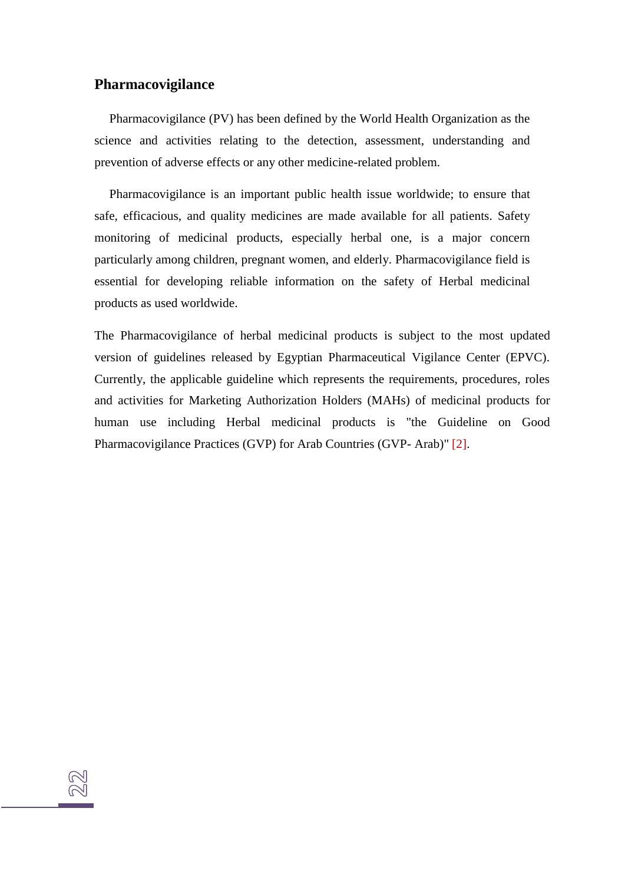## Pharmacovigilance

Pharmacovigilance (PV) has been defined by the World Health Organization as the science and activities relating to the detection, assessment, understanding and prevention of adverse effects or any other medicine-related problem.

Pharmacovigilance is an important public health issue worldwide; to ensure that safe, efficacious, and quality medicines are made available for all patients. Safety monitoring of medicinal products, especially herbal one, is a major concern particularly among children, pregnant women, and elderly. Pharmacovigilance field is essential for developing reliable information on the safety of Herbal medicinal products as used worldwide.

The Pharmacovigilance of herbal medicinal products is subject to the most updated version of guidelines released by Egyptian Pharmaceutical Vigilance Center (EPVC). Currently, the applicable guideline which represents the requirements, procedures, roles and activities for Marketing Authorization Holders (MAHs) of medicinal products for human use including Herbal medicinal products is "the Guideline on Good Pharmacovigilance Practices (GVP) for Arab Countries (GVP- Arab)" [2].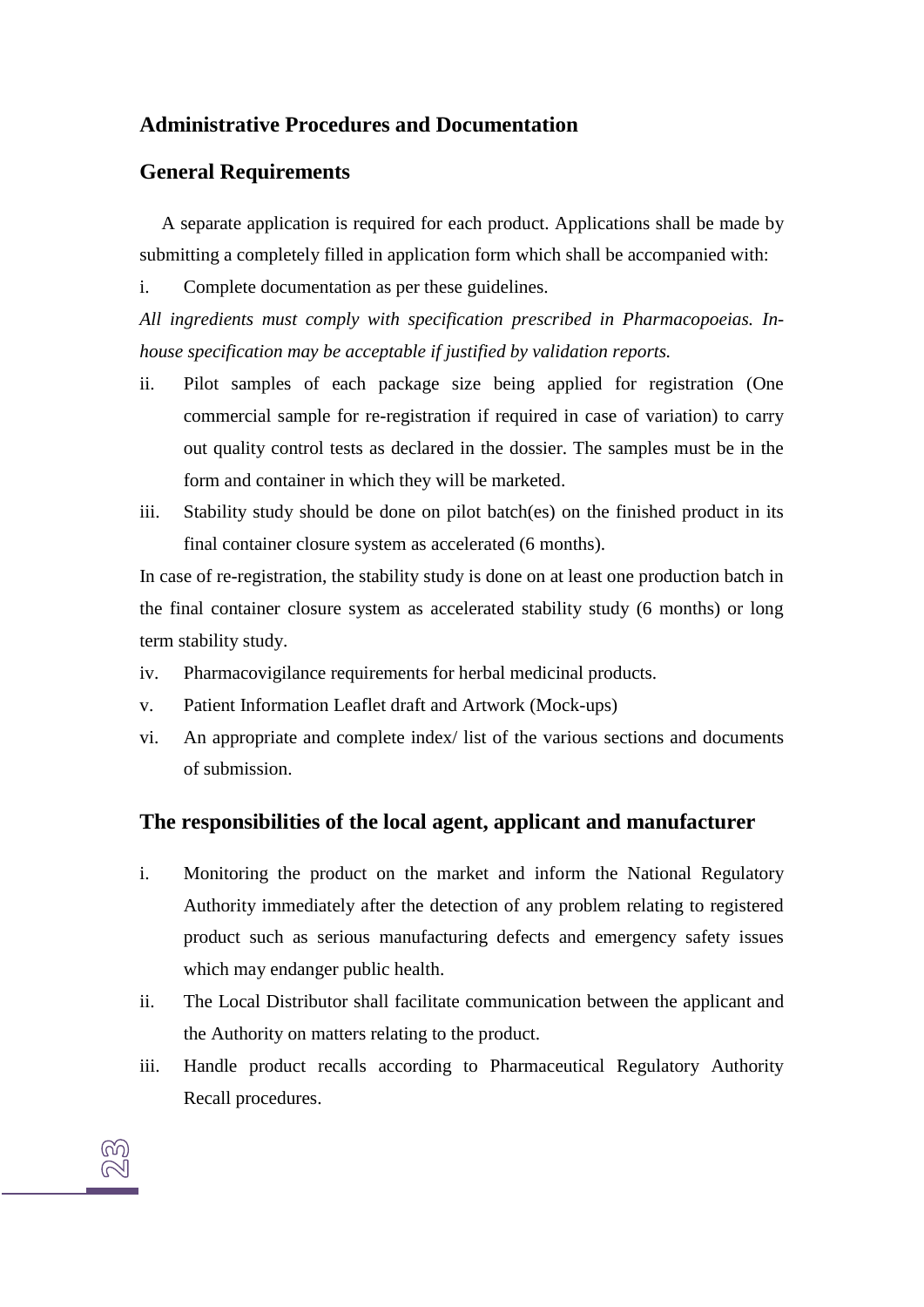## Administrative Procedures and Documentation

## General Requirements

A separate application is required for each product. Applications shall be made by submitting a completely filled in application form which shall be accompanied with:

i. Complete documentation as per these guidelines.

*All ingredients must comply with specification prescribed in Pharmacopoeias. In-house specification may be acceptable if justified by validation reports.*

ii. Pilot samples of each package size being applied for registration (One commercial sample for re-registration if required in case of variation) to carry out quality control tests as declared in the dossier. The samples must be in the form and container in which they will be marketed.

iii. Stability study should be done on pilot batch(es) on the finished product in its final container closure system as accelerated (6 months).

In case of re-registration, the stability study is done on at least one production batch in the final container closure system as accelerated stability study (6 months) or long term stability study.

iv. Pharmacovigilance requirements for herbal medicinal products.

v. Patient Information Leaflet draft and Artwork (Mock-ups)

vi. An appropriate and complete index/ list of the various sections and documents of submission.

## The responsibilities of the local agent, applicant and manufacturer

i. Monitoring the product on the market and inform the National Regulatory Authority immediately after the detection of any problem relating to registered product such as serious manufacturing defects and emergency safety issues which may endanger public health.

ii. The Local Distributor shall facilitate communication between the applicant and the Authority on matters relating to the product.

iii. Handle product recalls according to Pharmaceutical Regulatory Authority Recall procedures.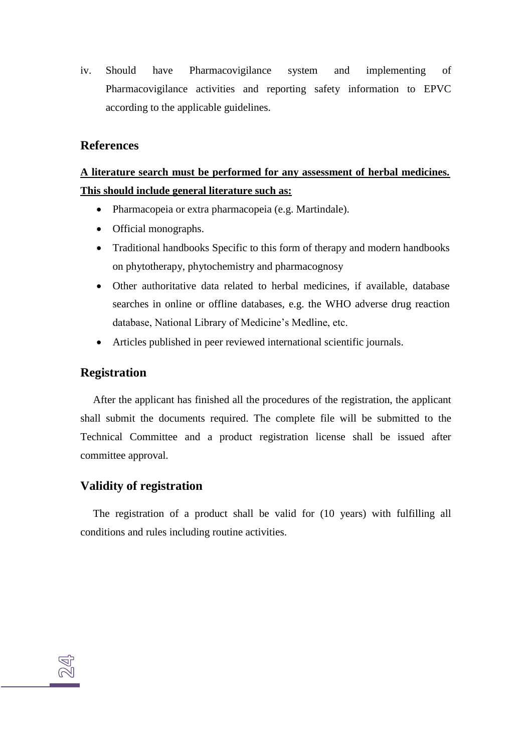iv. Should have Pharmacovigilance system and implementing of Pharmacovigilance activities and reporting safety information to EPVC according to the applicable guidelines.

## References

**A literature search must be performed for any assessment of herbal medicines. This should include general literature such as:**

- Pharmacopeia or extra pharmacopeia (e.g. Martindale).
- Official monographs.
- Traditional handbooks Specific to this form of therapy and modern handbooks on phytotherapy, phytochemistry and pharmacognosy
- Other authoritative data related to herbal medicines, if available, database searches in online or offline databases, e.g. the WHO adverse drug reaction database, National Library of Medicine's Medline, etc.
- Articles published in peer reviewed international scientific journals.

## Registration

After the applicant has finished all the procedures of the registration, the applicant shall submit the documents required. The complete file will be submitted to the Technical Committee and a product registration license shall be issued after committee approval.

## Validity of registration

The registration of a product shall be valid for (10 years) with fulfilling all conditions and rules including routine activities.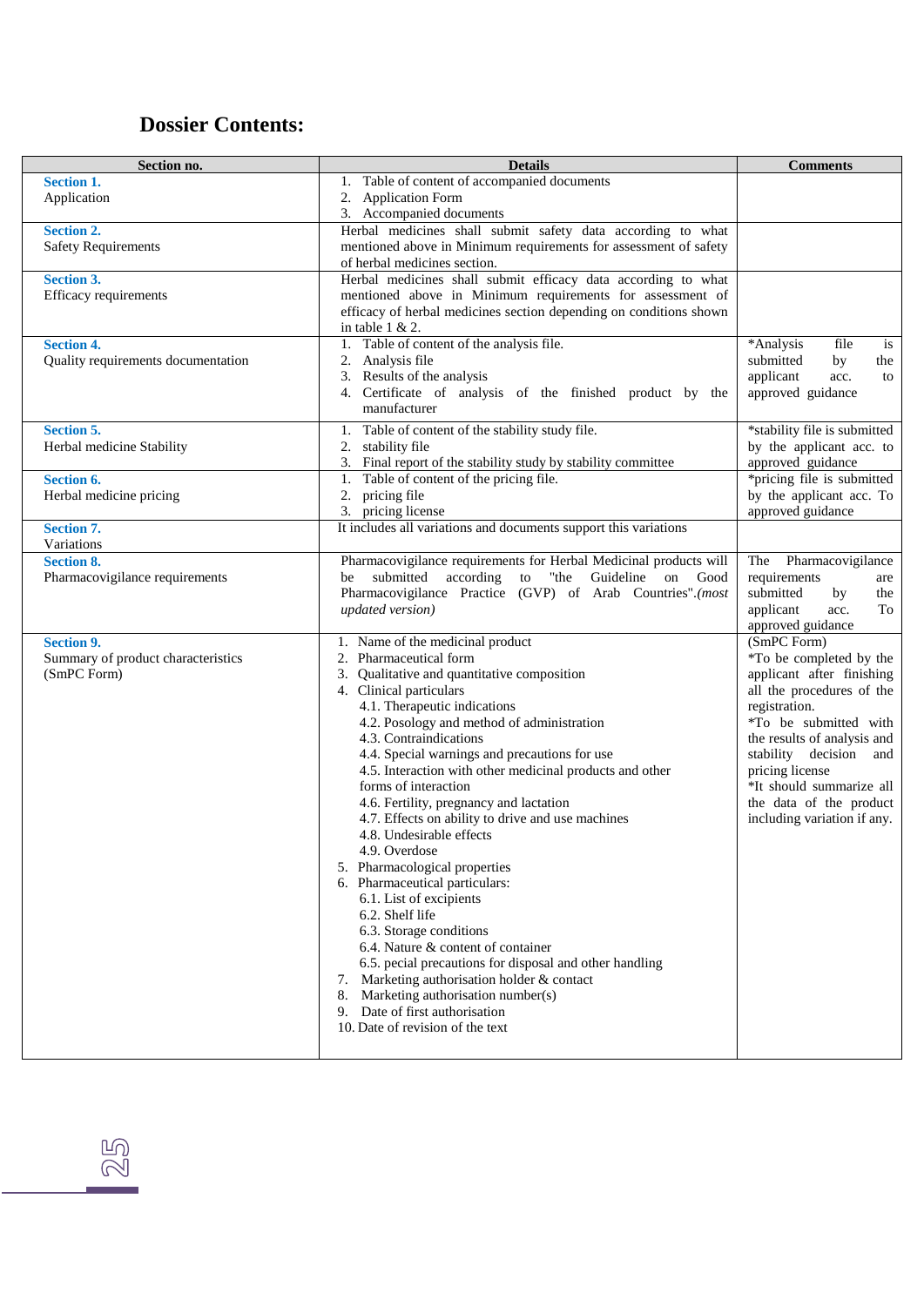## Dossier Contents:

| Section no. | Details | Comments |
|---|---|---|
| **Section 1.** Application | 1. Table of content of accompanied documents<br>2. Application Form<br>3. Accompanied documents | |
| **Section 2.** Safety Requirements | Herbal medicines shall submit safety data according to what mentioned above in Minimum requirements for assessment of safety of herbal medicines section. | |
| **Section 3.** Efficacy requirements | Herbal medicines shall submit efficacy data according to what mentioned above in Minimum requirements for assessment of efficacy of herbal medicines section depending on conditions shown in table 1 & 2. | |
| **Section 4.** Quality requirements documentation | 1. Table of content of the analysis file.<br>2. Analysis file<br>3. Results of the analysis<br>4. Certificate of analysis of the finished product by the manufacturer | *Analysis file is submitted by the applicant acc. to approved guidance |
| **Section 5.** Herbal medicine Stability | 1. Table of content of the stability study file.<br>2. stability file<br>3. Final report of the stability study by stability committee | *stability file is submitted by the applicant acc. to approved guidance |
| **Section 6.** Herbal medicine pricing | 1. Table of content of the pricing file.<br>2. pricing file<br>3. pricing license | *pricing file is submitted by the applicant acc. To approved guidance |
| **Section 7.** Variations | It includes all variations and documents support this variations | |
| **Section 8.** Pharmacovigilance requirements | Pharmacovigilance requirements for Herbal Medicinal products will be submitted according to "the Guideline on Good Pharmacovigilance Practice (GVP) of Arab Countries".*(most updated version)* | The Pharmacovigilance requirements are submitted by the applicant acc. To approved guidance |
| **Section 9.** Summary of product characteristics (SmPC Form) | 1. Name of the medicinal product<br>2. Pharmaceutical form<br>3. Qualitative and quantitative composition<br>4. Clinical particulars<br>4.1. Therapeutic indications<br>4.2. Posology and method of administration<br>4.3. Contraindications<br>4.4. Special warnings and precautions for use<br>4.5. Interaction with other medicinal products and other forms of interaction<br>4.6. Fertility, pregnancy and lactation<br>4.7. Effects on ability to drive and use machines<br>4.8. Undesirable effects<br>4.9. Overdose<br>5. Pharmacological properties<br>6. Pharmaceutical particulars:<br>6.1. List of excipients<br>6.2. Shelf life<br>6.3. Storage conditions<br>6.4. Nature & content of container<br>6.5. pecial precautions for disposal and other handling<br>7. Marketing authorisation holder & contact<br>8. Marketing authorisation number(s)<br>9. Date of first authorisation<br>10. Date of revision of the text | (SmPC Form)<br>*To be completed by the applicant after finishing all the procedures of the registration.<br>*To be submitted with the results of analysis and stability decision and pricing license<br>*It should summarize all the data of the product including variation if any. |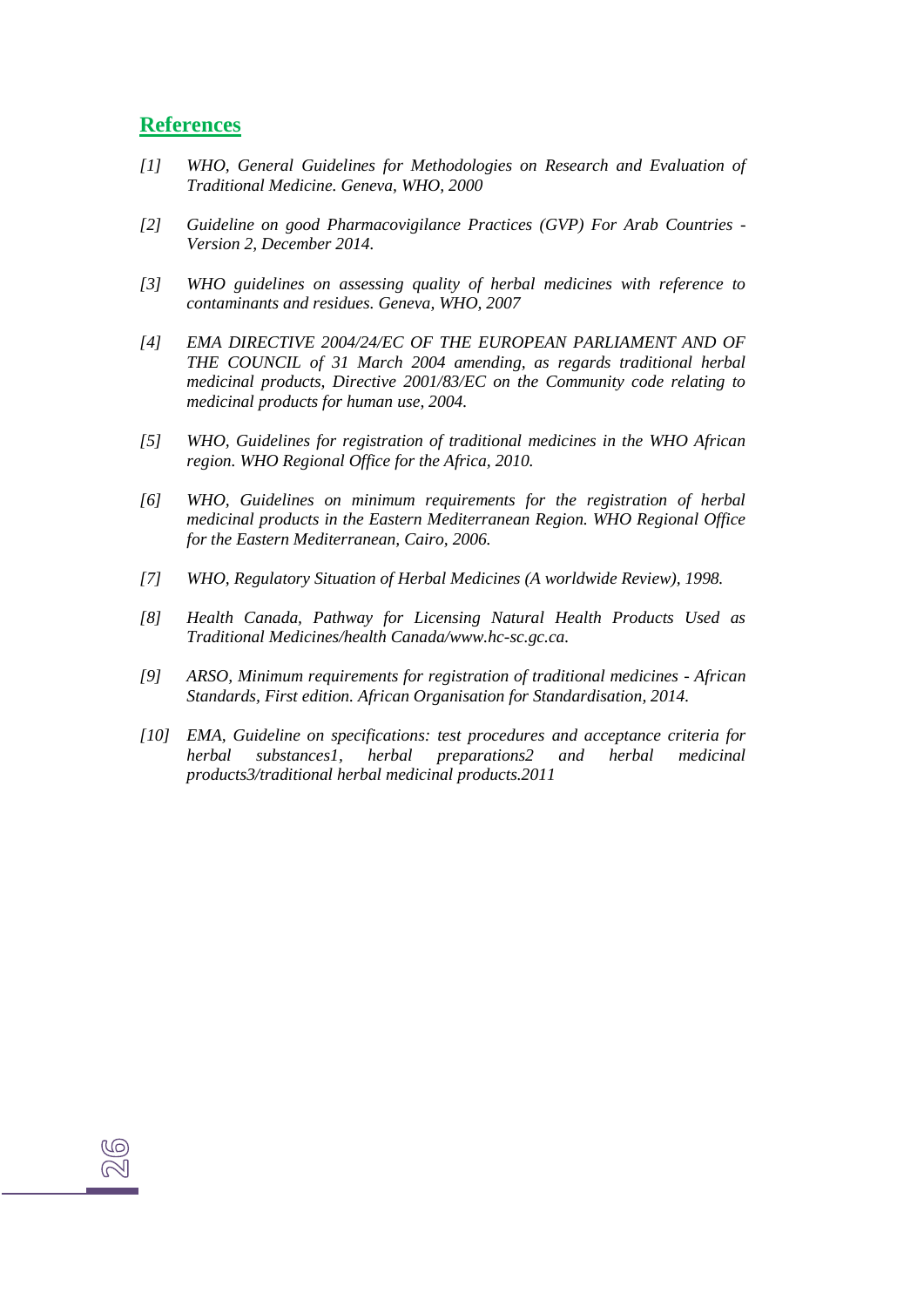## References

[1] *WHO, General Guidelines for Methodologies on Research and Evaluation of Traditional Medicine. Geneva, WHO, 2000*

[2] *Guideline on good Pharmacovigilance Practices (GVP) For Arab Countries - Version 2, December 2014.*

[3] *WHO guidelines on assessing quality of herbal medicines with reference to contaminants and residues. Geneva, WHO, 2007*

[4] *EMA DIRECTIVE 2004/24/EC OF THE EUROPEAN PARLIAMENT AND OF THE COUNCIL of 31 March 2004 amending, as regards traditional herbal medicinal products, Directive 2001/83/EC on the Community code relating to medicinal products for human use, 2004.*

[5] *WHO, Guidelines for registration of traditional medicines in the WHO African region. WHO Regional Office for the Africa, 2010.*

[6] *WHO, Guidelines on minimum requirements for the registration of herbal medicinal products in the Eastern Mediterranean Region. WHO Regional Office for the Eastern Mediterranean, Cairo, 2006.*

[7] *WHO, Regulatory Situation of Herbal Medicines (A worldwide Review), 1998.*

[8] *Health Canada, Pathway for Licensing Natural Health Products Used as Traditional Medicines/health Canada/www.hc-sc.gc.ca.*

[9] *ARSO, Minimum requirements for registration of traditional medicines - African Standards, First edition. African Organisation for Standardisation, 2014.*

[10] *EMA, Guideline on specifications: test procedures and acceptance criteria for herbal substances1, herbal preparations2 and herbal medicinal products3/traditional herbal medicinal products.2011*